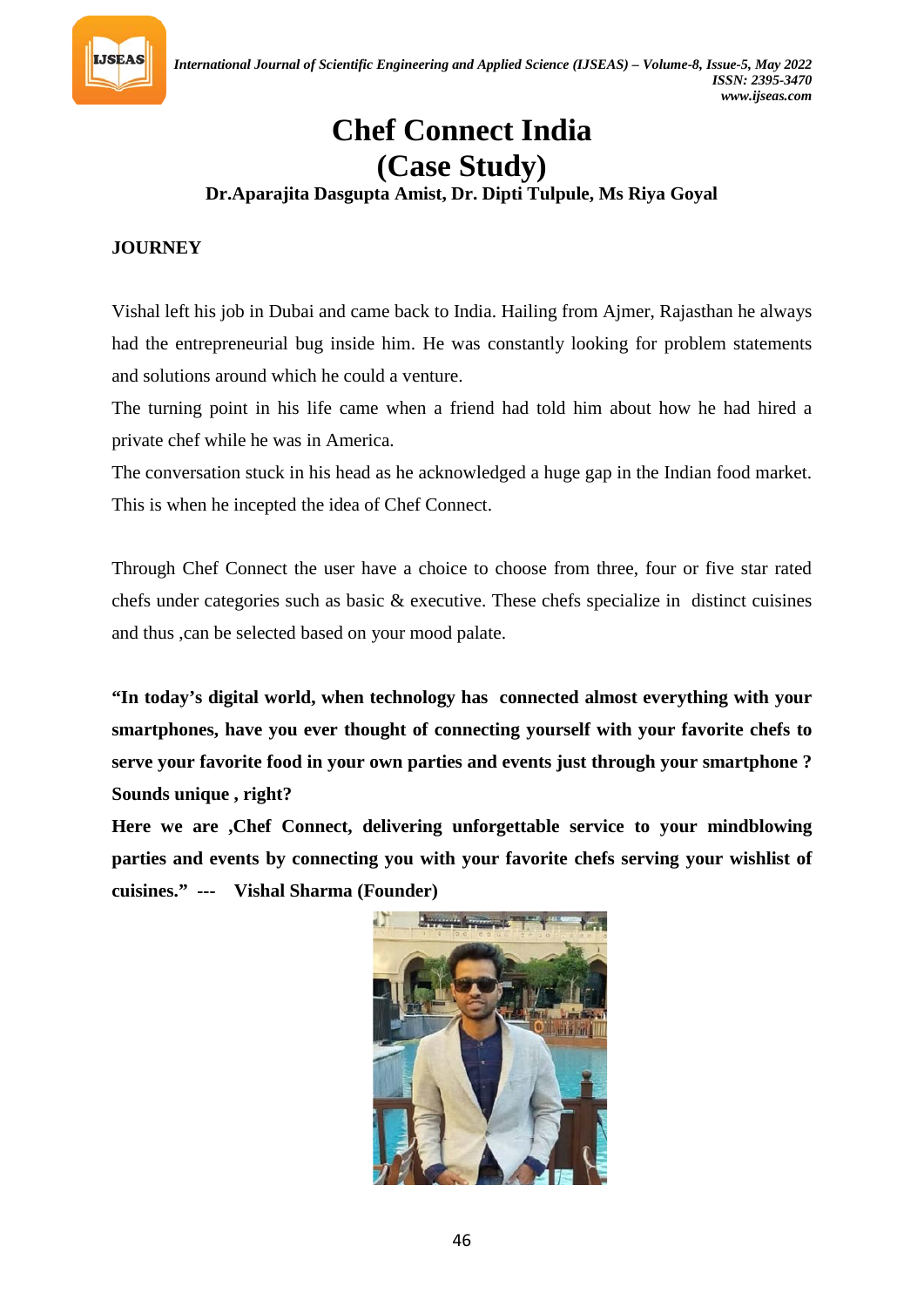# Chef Connect India
# (Case Study)

**Dr.Aparajita Dasgupta Amist, Dr. Dipti Tulpule, Ms Riya Goyal**

## JOURNEY

Vishal left his job in Dubai and came back to India. Hailing from Ajmer, Rajasthan he always had the entrepreneurial bug inside him. He was constantly looking for problem statements and solutions around which he could a venture.

The turning point in his life came when a friend had told him about how he had hired a private chef while he was in America.

The conversation stuck in his head as he acknowledged a huge gap in the Indian food market. This is when he incepted the idea of Chef Connect.

Through Chef Connect the user have a choice to choose from three, four or five star rated chefs under categories such as basic & executive. These chefs specialize in distinct cuisines and thus ,can be selected based on your mood palate.

**"In today's digital world, when technology has connected almost everything with your smartphones, have you ever thought of connecting yourself with your favorite chefs to serve your favorite food in your own parties and events just through your smartphone ? Sounds unique , right?**

**Here we are ,Chef Connect, delivering unforgettable service to your mindblowing parties and events by connecting you with your favorite chefs serving your wishlist of cuisines." --- Vishal Sharma (Founder)**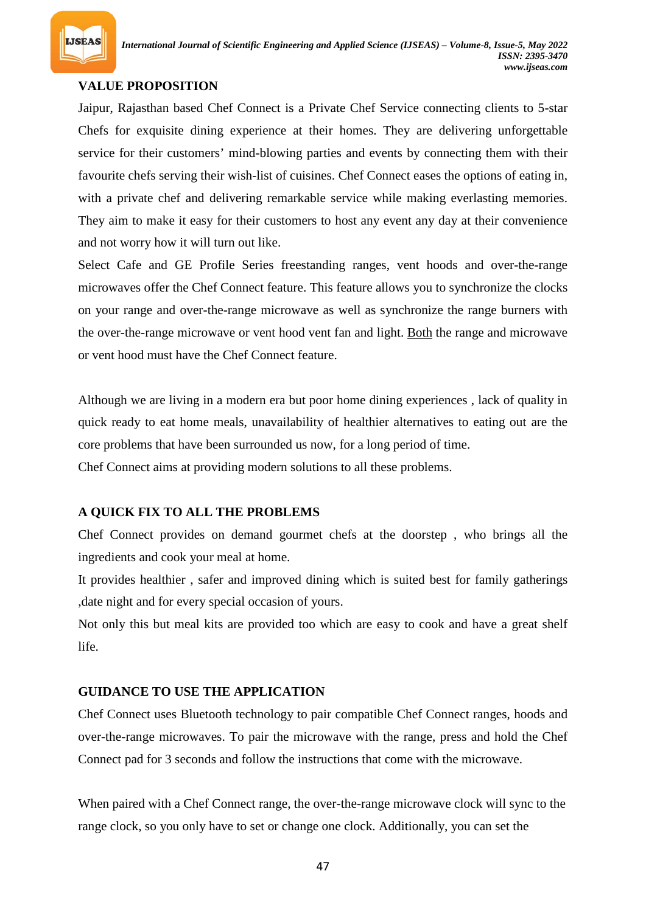## VALUE PROPOSITION

Jaipur, Rajasthan based Chef Connect is a Private Chef Service connecting clients to 5-star Chefs for exquisite dining experience at their homes. They are delivering unforgettable service for their customers' mind-blowing parties and events by connecting them with their favourite chefs serving their wish-list of cuisines. Chef Connect eases the options of eating in, with a private chef and delivering remarkable service while making everlasting memories. They aim to make it easy for their customers to host any event any day at their convenience and not worry how it will turn out like.

Select Cafe and GE Profile Series freestanding ranges, vent hoods and over-the-range microwaves offer the Chef Connect feature. This feature allows you to synchronize the clocks on your range and over-the-range microwave as well as synchronize the range burners with the over-the-range microwave or vent hood vent fan and light. Both the range and microwave or vent hood must have the Chef Connect feature.

Although we are living in a modern era but poor home dining experiences , lack of quality in quick ready to eat home meals, unavailability of healthier alternatives to eating out are the core problems that have been surrounded us now, for a long period of time.

Chef Connect aims at providing modern solutions to all these problems.

## A QUICK FIX TO ALL THE PROBLEMS

Chef Connect provides on demand gourmet chefs at the doorstep , who brings all the ingredients and cook your meal at home.

It provides healthier , safer and improved dining which is suited best for family gatherings ,date night and for every special occasion of yours.

Not only this but meal kits are provided too which are easy to cook and have a great shelf life.

## GUIDANCE TO USE THE APPLICATION

Chef Connect uses Bluetooth technology to pair compatible Chef Connect ranges, hoods and over-the-range microwaves. To pair the microwave with the range, press and hold the Chef Connect pad for 3 seconds and follow the instructions that come with the microwave.

When paired with a Chef Connect range, the over-the-range microwave clock will sync to the range clock, so you only have to set or change one clock. Additionally, you can set the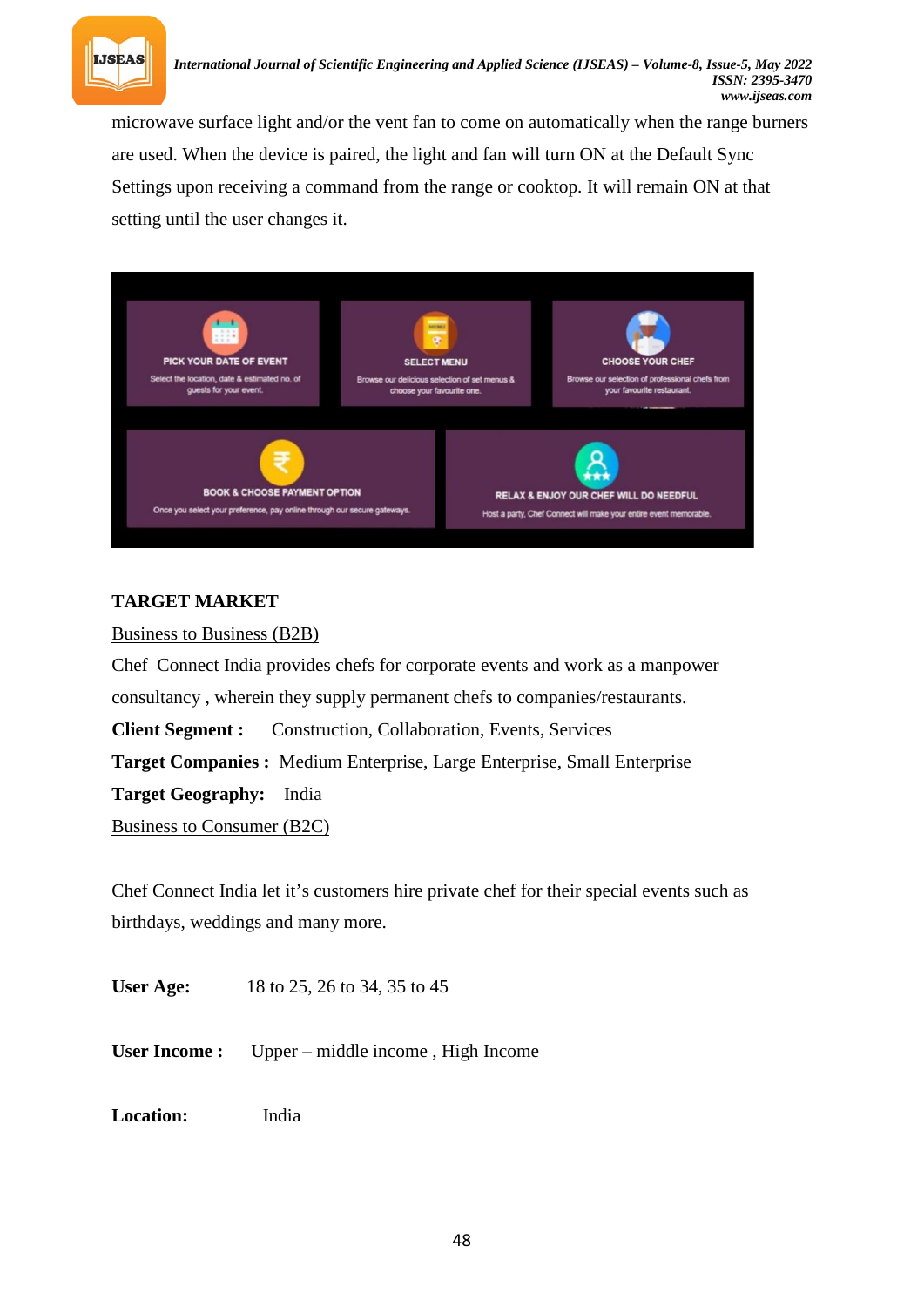microwave surface light and/or the vent fan to come on automatically when the range burners are used. When the device is paired, the light and fan will turn ON at the Default Sync Settings upon receiving a command from the range or cooktop. It will remain ON at that setting until the user changes it.

PICK YOUR DATE OF EVENT

Select the location, date & estimated no. of guests for your event.

SELECT MENU

Browse our delicious selection of set menus & choose your favourite one.

CHOOSE YOUR CHEF

Browse our selection of professional chefs from your favourite restaurant.

BOOK & CHOOSE PAYMENT OPTION

Once you select your preference, pay online through our secure gateways.

RELAX & ENJOY OUR CHEF WILL DO NEEDFUL

Host a party, Chef Connect will make your entire event memorable.

## TARGET MARKET

Business to Business (B2B)

Chef Connect India provides chefs for corporate events and work as a manpower consultancy , wherein they supply permanent chefs to companies/restaurants.

**Client Segment :** Construction, Collaboration, Events, Services

**Target Companies :** Medium Enterprise, Large Enterprise, Small Enterprise

**Target Geography:** India

Business to Consumer (B2C)

Chef Connect India let it's customers hire private chef for their special events such as birthdays, weddings and many more.

**User Age:** 18 to 25, 26 to 34, 35 to 45

**User Income :** Upper – middle income , High Income

**Location:** India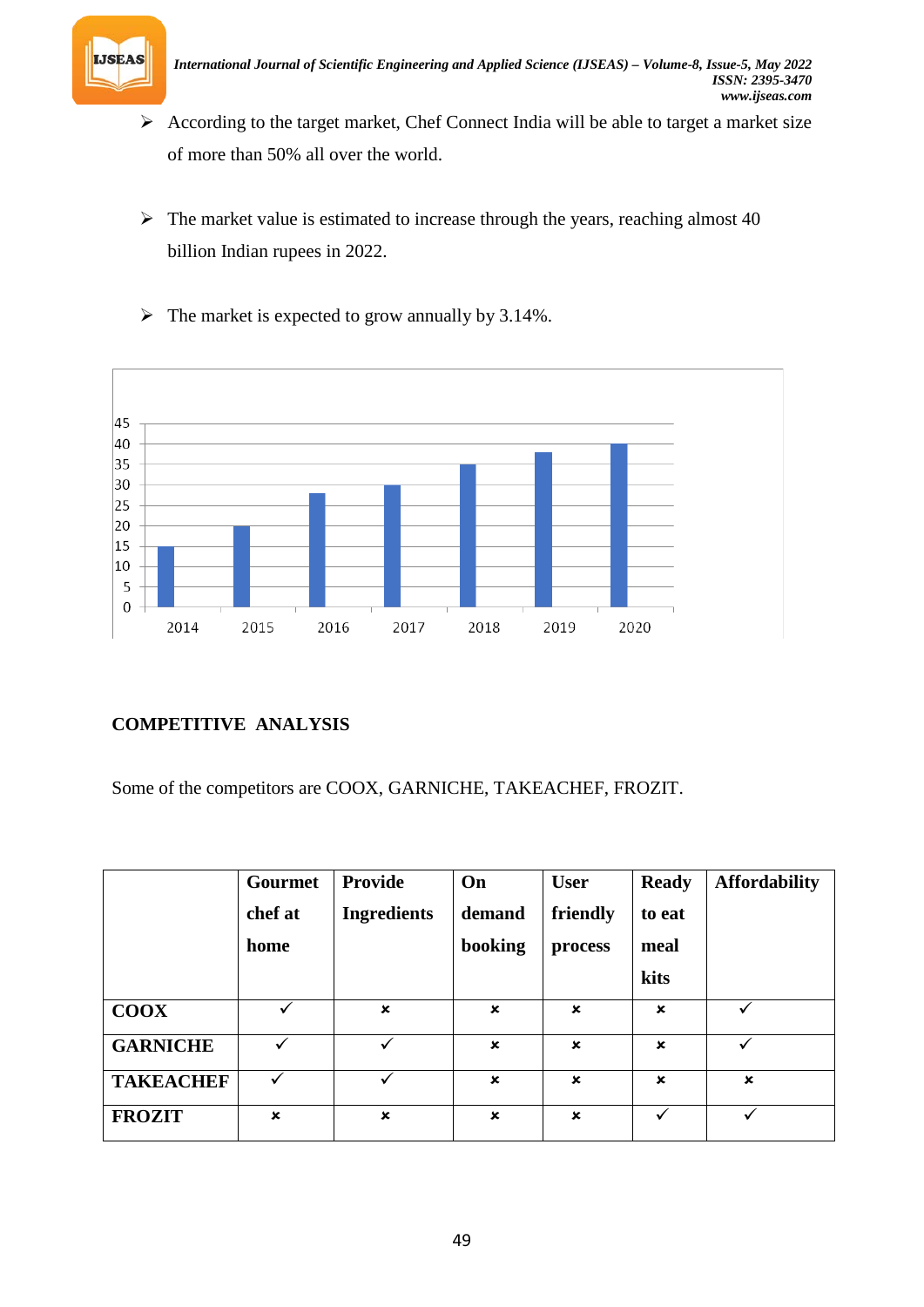- According to the target market, Chef Connect India will be able to target a market size of more than 50% all over the world.

- The market value is estimated to increase through the years, reaching almost 40 billion Indian rupees in 2022.

- The market is expected to grow annually by 3.14%.

## COMPETITIVE ANALYSIS

Some of the competitors are COOX, GARNICHE, TAKEACHEF, FROZIT.

| | Gourmet chef at home | Provide Ingredients | On demand booking | User friendly process | Ready to eat meal kits | Affordability |
|---|---|---|---|---|---|---|
| **COOX** | ✓ | × | × | × | × | ✓ |
| **GARNICHE** | ✓ | ✓ | × | × | × | ✓ |
| **TAKEACHEF** | ✓ | ✓ | × | × | × | × |
| **FROZIT** | × | × | × | × | ✓ | ✓ |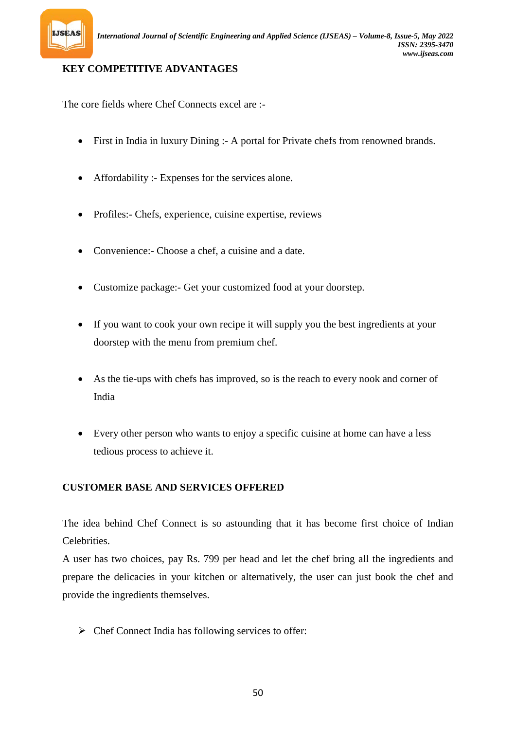## KEY COMPETITIVE ADVANTAGES

The core fields where Chef Connects excel are :-

- First in India in luxury Dining :- A portal for Private chefs from renowned brands.
- Affordability :- Expenses for the services alone.
- Profiles:- Chefs, experience, cuisine expertise, reviews
- Convenience:- Choose a chef, a cuisine and a date.
- Customize package:- Get your customized food at your doorstep.
- If you want to cook your own recipe it will supply you the best ingredients at your doorstep with the menu from premium chef.
- As the tie-ups with chefs has improved, so is the reach to every nook and corner of India
- Every other person who wants to enjoy a specific cuisine at home can have a less tedious process to achieve it.

## CUSTOMER BASE AND SERVICES OFFERED

The idea behind Chef Connect is so astounding that it has become first choice of Indian Celebrities.
A user has two choices, pay Rs. 799 per head and let the chef bring all the ingredients and prepare the delicacies in your kitchen or alternatively, the user can just book the chef and provide the ingredients themselves.

- ➢ Chef Connect India has following services to offer: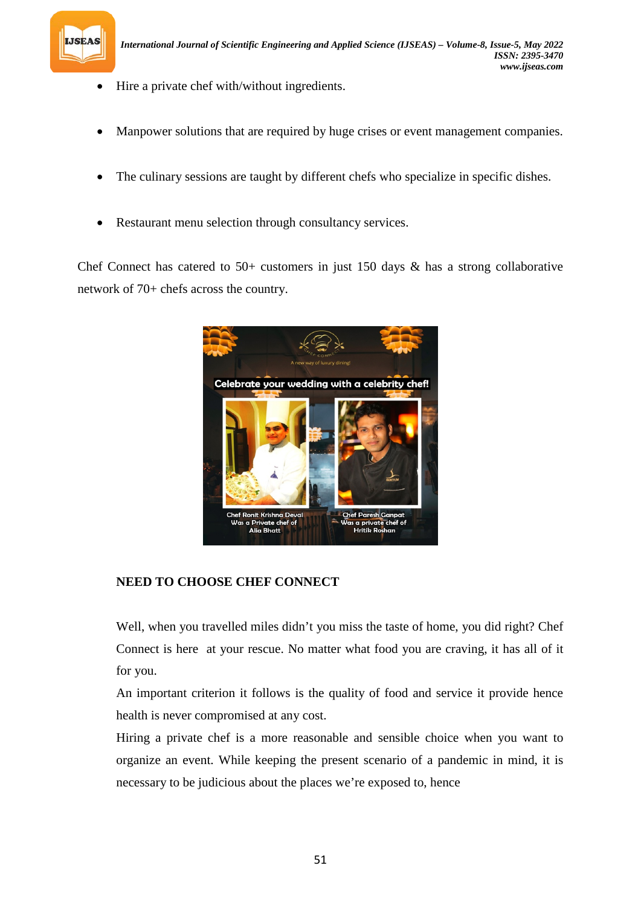- Hire a private chef with/without ingredients.

- Manpower solutions that are required by huge crises or event management companies.

- The culinary sessions are taught by different chefs who specialize in specific dishes.

- Restaurant menu selection through consultancy services.

Chef Connect has catered to 50+ customers in just 150 days & has a strong collaborative network of 70+ chefs across the country.

**NEED TO CHOOSE CHEF CONNECT**

Well, when you travelled miles didn't you miss the taste of home, you did right? Chef Connect is here at your rescue. No matter what food you are craving, it has all of it for you.

An important criterion it follows is the quality of food and service it provide hence health is never compromised at any cost.

Hiring a private chef is a more reasonable and sensible choice when you want to organize an event. While keeping the present scenario of a pandemic in mind, it is necessary to be judicious about the places we're exposed to, hence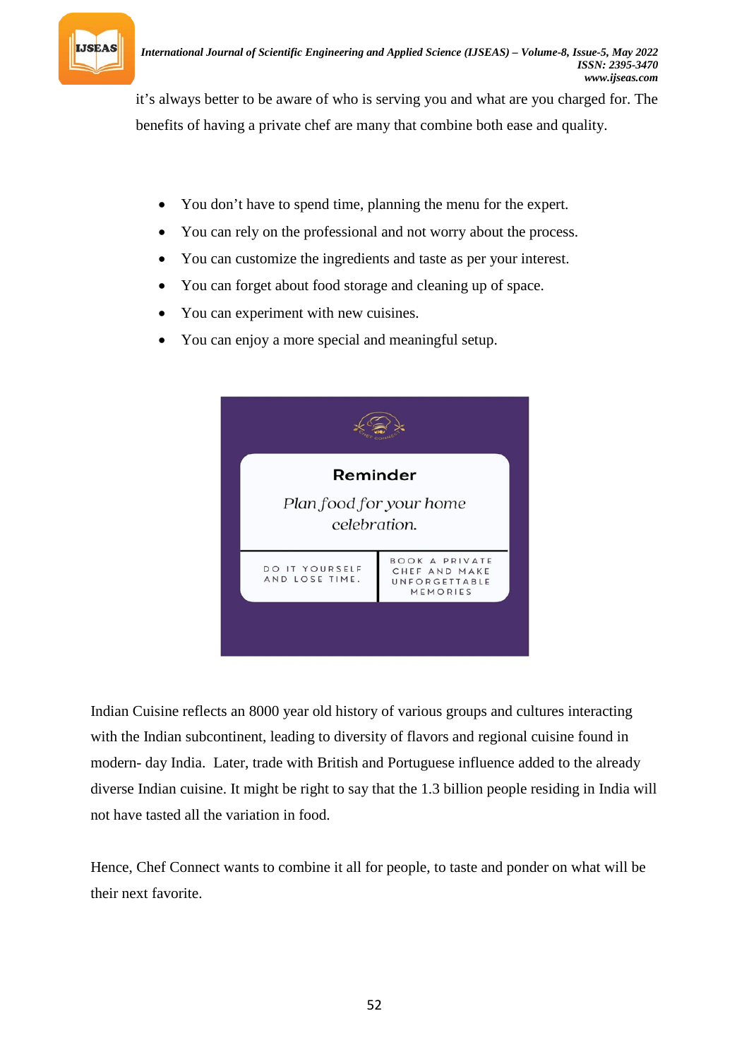it's always better to be aware of who is serving you and what are you charged for. The benefits of having a private chef are many that combine both ease and quality.

- You don't have to spend time, planning the menu for the expert.
- You can rely on the professional and not worry about the process.
- You can customize the ingredients and taste as per your interest.
- You can forget about food storage and cleaning up of space.
- You can experiment with new cuisines.
- You can enjoy a more special and meaningful setup.

Reminder

*Plan food for your home celebration.*

DO IT YOURSELF AND LOSE TIME.

BOOK A PRIVATE CHEF AND MAKE UNFORGETTABLE MEMORIES

Indian Cuisine reflects an 8000 year old history of various groups and cultures interacting with the Indian subcontinent, leading to diversity of flavors and regional cuisine found in modern- day India. Later, trade with British and Portuguese influence added to the already diverse Indian cuisine. It might be right to say that the 1.3 billion people residing in India will not have tasted all the variation in food.

Hence, Chef Connect wants to combine it all for people, to taste and ponder on what will be their next favorite.